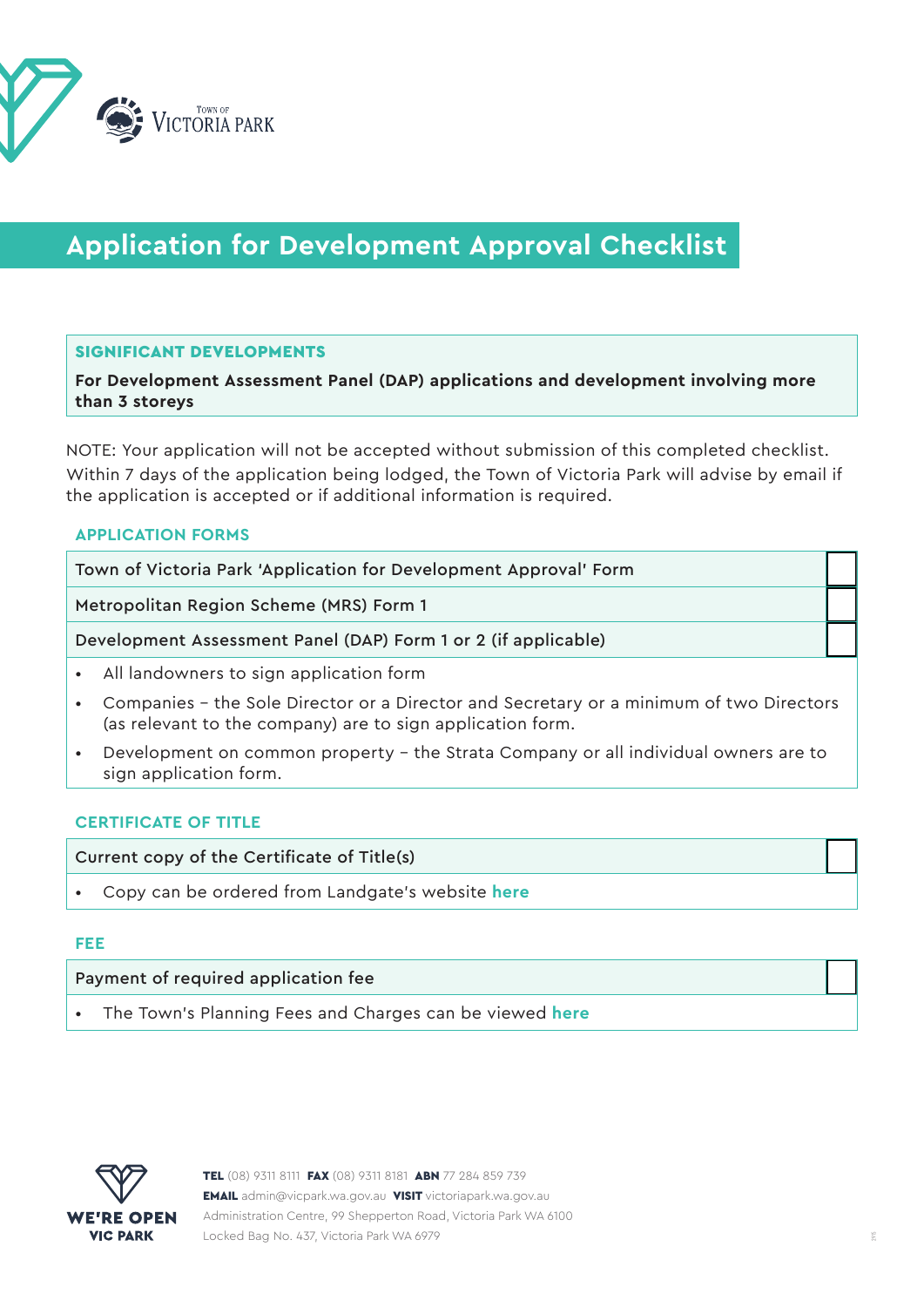# Application for Development Approval Checklist

**SIGNIFICANT DEVELOPMENTS**

**For Development Assessment Panel (DAP) applications and development involving more than 3 storeys**

NOTE: Your application will not be accepted without submission of this completed checklist.
Within 7 days of the application being lodged, the Town of Victoria Park will advise by email if the application is accepted or if additional information is required.

## APPLICATION FORMS

| | |
|---|---|
| Town of Victoria Park 'Application for Development Approval' Form | ☐ |
| Metropolitan Region Scheme (MRS) Form 1 | ☐ |
| Development Assessment Panel (DAP) Form 1 or 2 (if applicable) | ☐ |

- All landowners to sign application form
- Companies – the Sole Director or a Director and Secretary or a minimum of two Directors (as relevant to the company) are to sign application form.
- Development on common property – the Strata Company or all individual owners are to sign application form.

## CERTIFICATE OF TITLE

| | |
|---|---|
| Current copy of the Certificate of Title(s) | ☐ |

- Copy can be ordered from Landgate's website **here**

## FEE

| | |
|---|---|
| Payment of required application fee | ☐ |

- The Town's Planning Fees and Charges can be viewed **here**

**WE'RE OPEN VIC PARK**

**TEL** (08) 9311 8111 **FAX** (08) 9311 8181 **ABN** 77 284 859 739
**EMAIL** admin@vicpark.wa.gov.au **VISIT** victoriapark.wa.gov.au
Administration Centre, 99 Shepperton Road, Victoria Park WA 6100
Locked Bag No. 437, Victoria Park WA 6979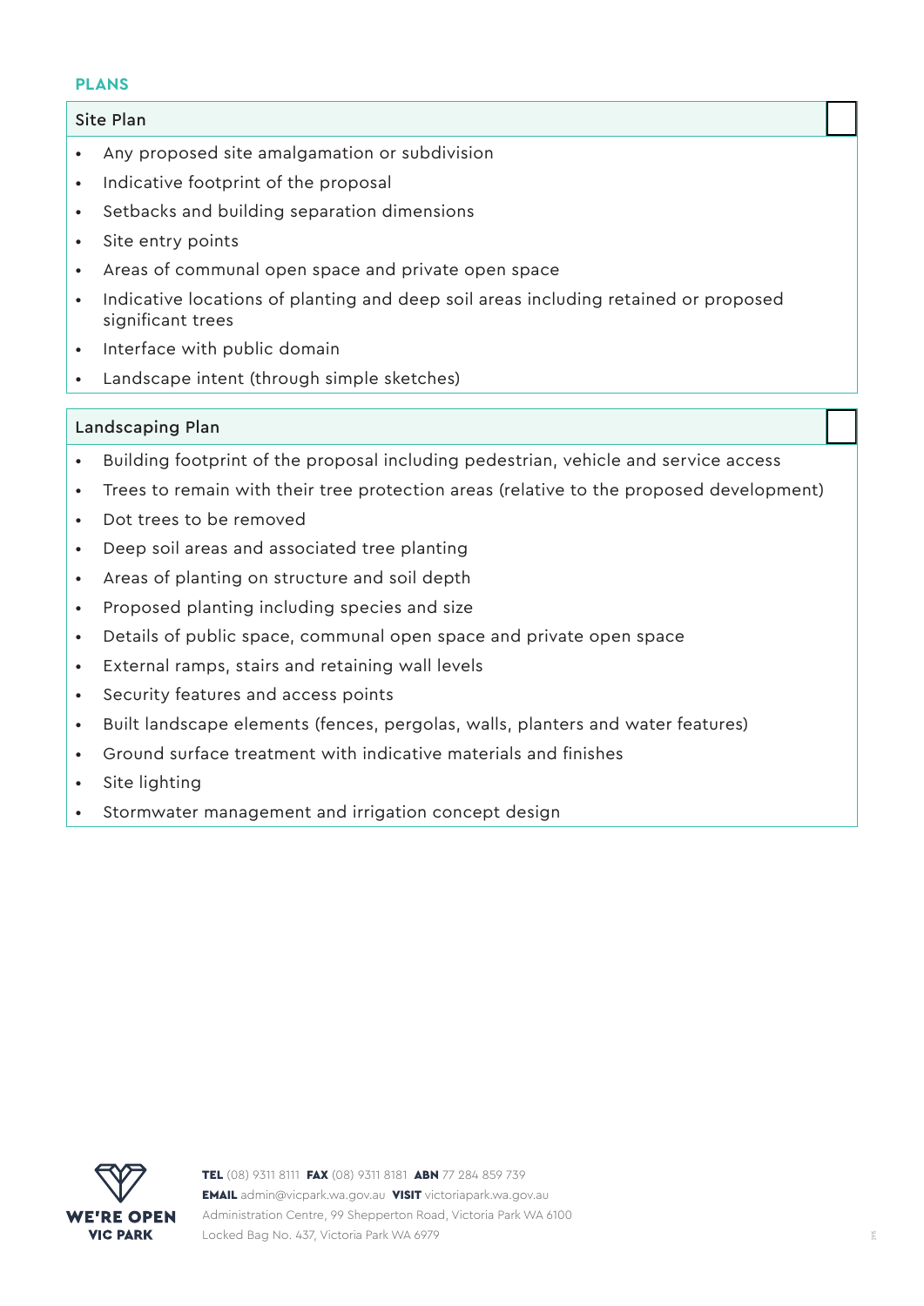## PLANS

### Site Plan

- Any proposed site amalgamation or subdivision
- Indicative footprint of the proposal
- Setbacks and building separation dimensions
- Site entry points
- Areas of communal open space and private open space
- Indicative locations of planting and deep soil areas including retained or proposed significant trees
- Interface with public domain
- Landscape intent (through simple sketches)

### Landscaping Plan

- Building footprint of the proposal including pedestrian, vehicle and service access
- Trees to remain with their tree protection areas (relative to the proposed development)
- Dot trees to be removed
- Deep soil areas and associated tree planting
- Areas of planting on structure and soil depth
- Proposed planting including species and size
- Details of public space, communal open space and private open space
- External ramps, stairs and retaining wall levels
- Security features and access points
- Built landscape elements (fences, pergolas, walls, planters and water features)
- Ground surface treatment with indicative materials and finishes
- Site lighting
- Stormwater management and irrigation concept design

WE'RE OPEN VIC PARK

**TEL** (08) 9311 8111 **FAX** (08) 9311 8181 **ABN** 77 284 859 739
**EMAIL** admin@vicpark.wa.gov.au **VISIT** victoriapark.wa.gov.au
Administration Centre, 99 Shepperton Road, Victoria Park WA 6100
Locked Bag No. 437, Victoria Park WA 6979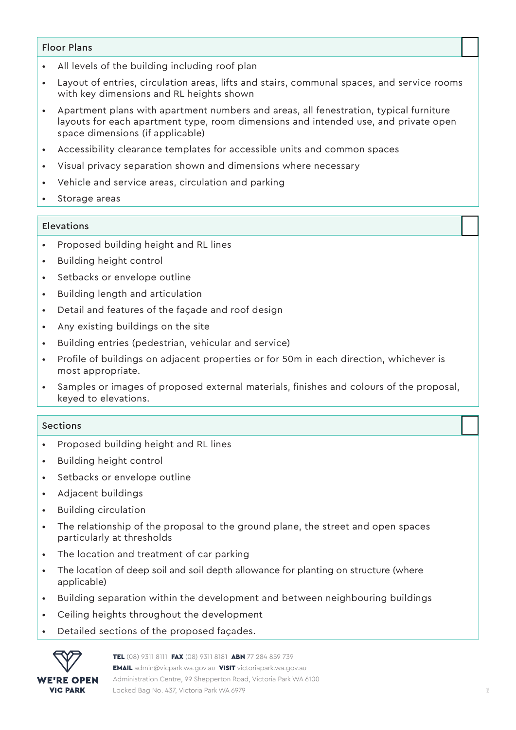## Floor Plans

- All levels of the building including roof plan
- Layout of entries, circulation areas, lifts and stairs, communal spaces, and service rooms with key dimensions and RL heights shown
- Apartment plans with apartment numbers and areas, all fenestration, typical furniture layouts for each apartment type, room dimensions and intended use, and private open space dimensions (if applicable)
- Accessibility clearance templates for accessible units and common spaces
- Visual privacy separation shown and dimensions where necessary
- Vehicle and service areas, circulation and parking
- Storage areas

## Elevations

- Proposed building height and RL lines
- Building height control
- Setbacks or envelope outline
- Building length and articulation
- Detail and features of the façade and roof design
- Any existing buildings on the site
- Building entries (pedestrian, vehicular and service)
- Profile of buildings on adjacent properties or for 50m in each direction, whichever is most appropriate.
- Samples or images of proposed external materials, finishes and colours of the proposal, keyed to elevations.

## Sections

- Proposed building height and RL lines
- Building height control
- Setbacks or envelope outline
- Adjacent buildings
- Building circulation
- The relationship of the proposal to the ground plane, the street and open spaces particularly at thresholds
- The location and treatment of car parking
- The location of deep soil and soil depth allowance for planting on structure (where applicable)
- Building separation within the development and between neighbouring buildings
- Ceiling heights throughout the development
- Detailed sections of the proposed façades.

WE'RE OPEN VIC PARK

**TEL** (08) 9311 8111 **FAX** (08) 9311 8181 **ABN** 77 284 859 739
**EMAIL** admin@vicpark.wa.gov.au **VISIT** victoriapark.wa.gov.au
Administration Centre, 99 Shepperton Road, Victoria Park WA 6100
Locked Bag No. 437, Victoria Park WA 6979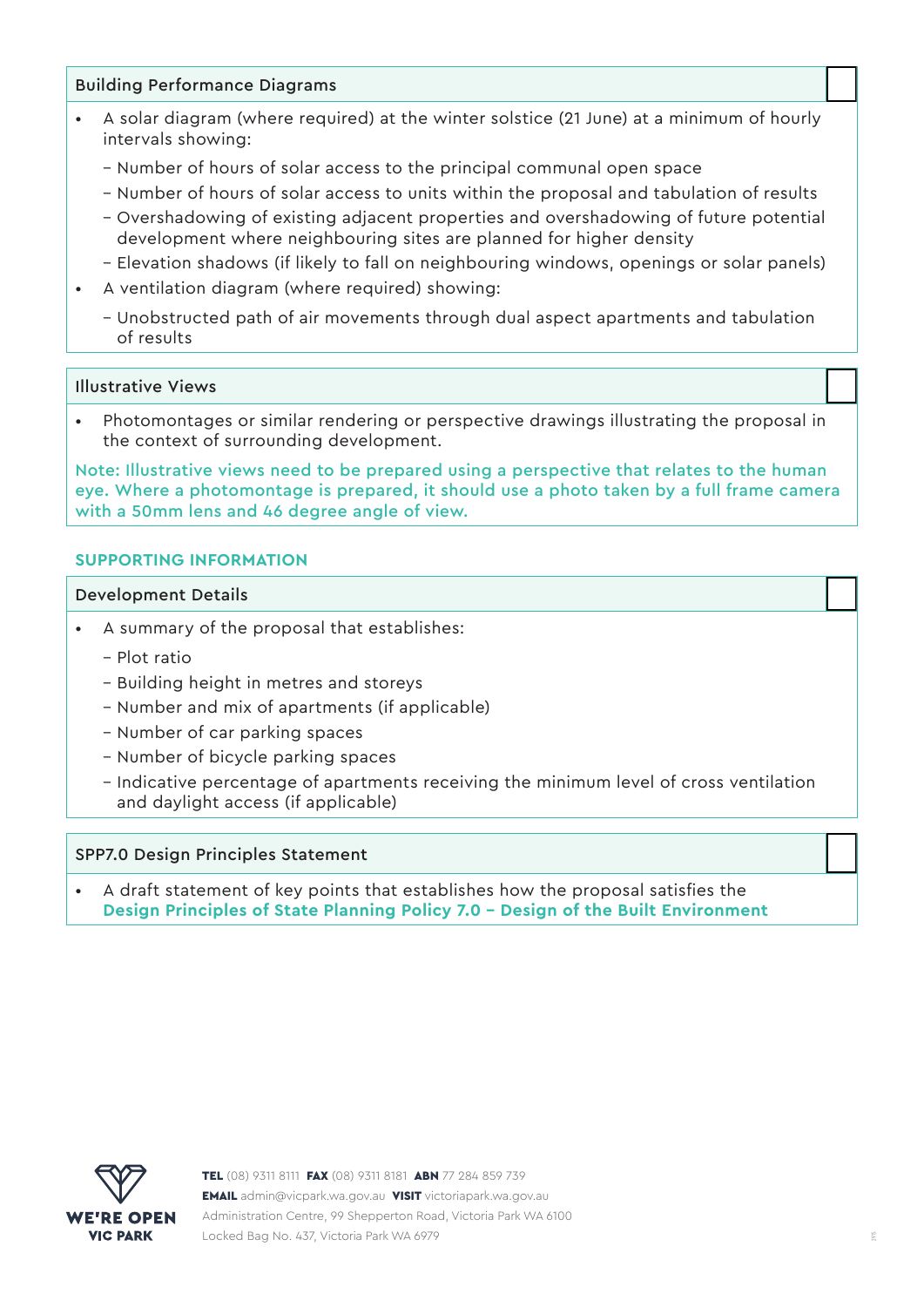### Building Performance Diagrams

- A solar diagram (where required) at the winter solstice (21 June) at a minimum of hourly intervals showing:
  - Number of hours of solar access to the principal communal open space
  - Number of hours of solar access to units within the proposal and tabulation of results
  - Overshadowing of existing adjacent properties and overshadowing of future potential development where neighbouring sites are planned for higher density
  - Elevation shadows (if likely to fall on neighbouring windows, openings or solar panels)
- A ventilation diagram (where required) showing:
  - Unobstructed path of air movements through dual aspect apartments and tabulation of results

### Illustrative Views

- Photomontages or similar rendering or perspective drawings illustrating the proposal in the context of surrounding development.

Note: Illustrative views need to be prepared using a perspective that relates to the human eye. Where a photomontage is prepared, it should use a photo taken by a full frame camera with a 50mm lens and 46 degree angle of view.

## SUPPORTING INFORMATION

### Development Details

- A summary of the proposal that establishes:
  - Plot ratio
  - Building height in metres and storeys
  - Number and mix of apartments (if applicable)
  - Number of car parking spaces
  - Number of bicycle parking spaces
  - Indicative percentage of apartments receiving the minimum level of cross ventilation and daylight access (if applicable)

### SPP7.0 Design Principles Statement

- A draft statement of key points that establishes how the proposal satisfies the **Design Principles of State Planning Policy 7.0 – Design of the Built Environment**

WE'RE OPEN VIC PARK

**TEL** (08) 9311 8111 **FAX** (08) 9311 8181 **ABN** 77 284 859 739
**EMAIL** admin@vicpark.wa.gov.au **VISIT** victoriapark.wa.gov.au
Administration Centre, 99 Shepperton Road, Victoria Park WA 6100
Locked Bag No. 437, Victoria Park WA 6979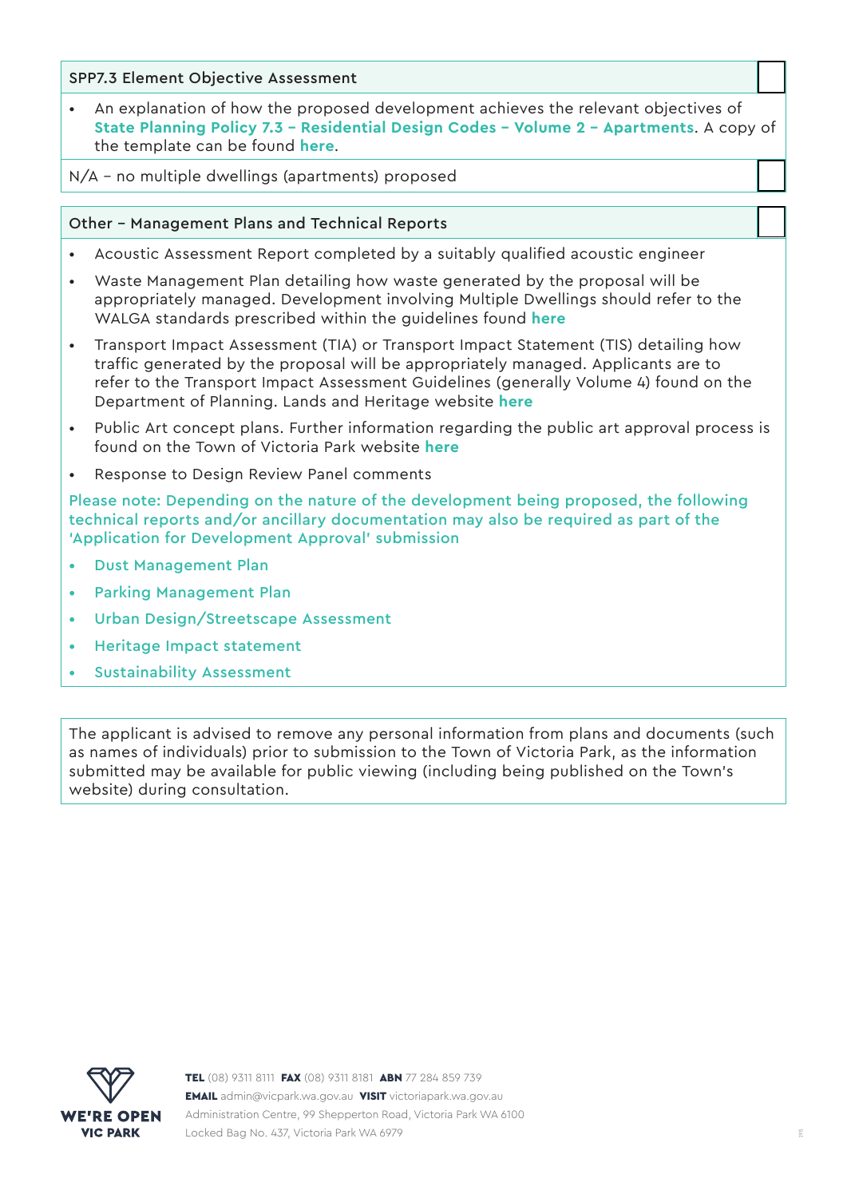## SPP7.3 Element Objective Assessment

- An explanation of how the proposed development achieves the relevant objectives of **State Planning Policy 7.3 – Residential Design Codes – Volume 2 – Apartments**. A copy of the template can be found **here**.

N/A – no multiple dwellings (apartments) proposed

## Other – Management Plans and Technical Reports

- Acoustic Assessment Report completed by a suitably qualified acoustic engineer
- Waste Management Plan detailing how waste generated by the proposal will be appropriately managed. Development involving Multiple Dwellings should refer to the WALGA standards prescribed within the guidelines found **here**
- Transport Impact Assessment (TIA) or Transport Impact Statement (TIS) detailing how traffic generated by the proposal will be appropriately managed. Applicants are to refer to the Transport Impact Assessment Guidelines (generally Volume 4) found on the Department of Planning. Lands and Heritage website **here**
- Public Art concept plans. Further information regarding the public art approval process is found on the Town of Victoria Park website **here**
- Response to Design Review Panel comments

Please note: Depending on the nature of the development being proposed, the following technical reports and/or ancillary documentation may also be required as part of the 'Application for Development Approval' submission

- Dust Management Plan
- Parking Management Plan
- Urban Design/Streetscape Assessment
- Heritage Impact statement
- Sustainability Assessment

The applicant is advised to remove any personal information from plans and documents (such as names of individuals) prior to submission to the Town of Victoria Park, as the information submitted may be available for public viewing (including being published on the Town's website) during consultation.

WE'RE OPEN
VIC PARK

**TEL** (08) 9311 8111 **FAX** (08) 9311 8181 **ABN** 77 284 859 739
**EMAIL** admin@vicpark.wa.gov.au **VISIT** victoriapark.wa.gov.au
Administration Centre, 99 Shepperton Road, Victoria Park WA 6100
Locked Bag No. 437, Victoria Park WA 6979